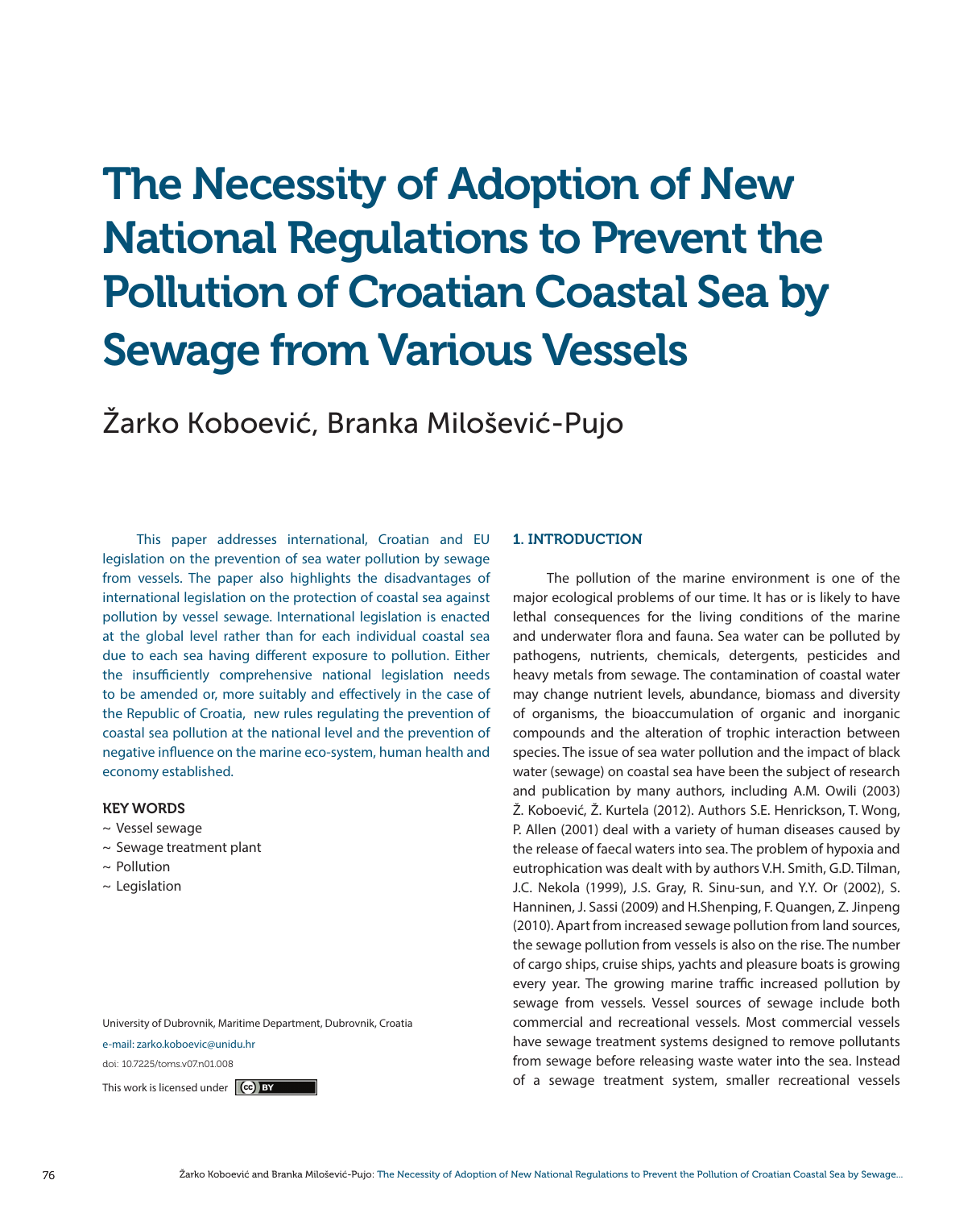# The Necessity of Adoption of New National Regulations to Prevent the Pollution of Croatian Coastal Sea by Sewage from Various Vessels

Žarko Koboević, Branka Milošević-Pujo

This paper addresses international, Croatian and EU legislation on the prevention of sea water pollution by sewage from vessels. The paper also highlights the disadvantages of international legislation on the protection of coastal sea against pollution by vessel sewage. International legislation is enacted at the global level rather than for each individual coastal sea due to each sea having different exposure to pollution. Either the insufficiently comprehensive national legislation needs to be amended or, more suitably and effectively in the case of the Republic of Croatia, new rules regulating the prevention of coastal sea pollution at the national level and the prevention of negative influence on the marine eco-system, human health and economy established.

**KEY WORDS**

- ~ Vessel sewage
- ~ Sewage treatment plant
- ~ Pollution
- ~ Legislation

University of Dubrovnik, Maritime Department, Dubrovnik, Croatia

e-mail: zarko.koboevic@unidu.hr

doi: 10.7225/toms.v07.n01.008

This work is licensed under CC BY

## 1. INTRODUCTION

The pollution of the marine environment is one of the major ecological problems of our time. It has or is likely to have lethal consequences for the living conditions of the marine and underwater flora and fauna. Sea water can be polluted by pathogens, nutrients, chemicals, detergents, pesticides and heavy metals from sewage. The contamination of coastal water may change nutrient levels, abundance, biomass and diversity of organisms, the bioaccumulation of organic and inorganic compounds and the alteration of trophic interaction between species. The issue of sea water pollution and the impact of black water (sewage) on coastal sea have been the subject of research and publication by many authors, including A.M. Owili (2003) Ž. Koboević, Ž. Kurtela (2012). Authors S.E. Henrickson, T. Wong, P. Allen (2001) deal with a variety of human diseases caused by the release of faecal waters into sea. The problem of hypoxia and eutrophication was dealt with by authors V.H. Smith, G.D. Tilman, J.C. Nekola (1999), J.S. Gray, R. Sinu-sun, and Y.Y. Or (2002), S. Hanninen, J. Sassi (2009) and H.Shenping, F. Quangen, Z. Jinpeng (2010). Apart from increased sewage pollution from land sources, the sewage pollution from vessels is also on the rise. The number of cargo ships, cruise ships, yachts and pleasure boats is growing every year. The growing marine traffic increased pollution by sewage from vessels. Vessel sources of sewage include both commercial and recreational vessels. Most commercial vessels have sewage treatment systems designed to remove pollutants from sewage before releasing waste water into the sea. Instead of a sewage treatment system, smaller recreational vessels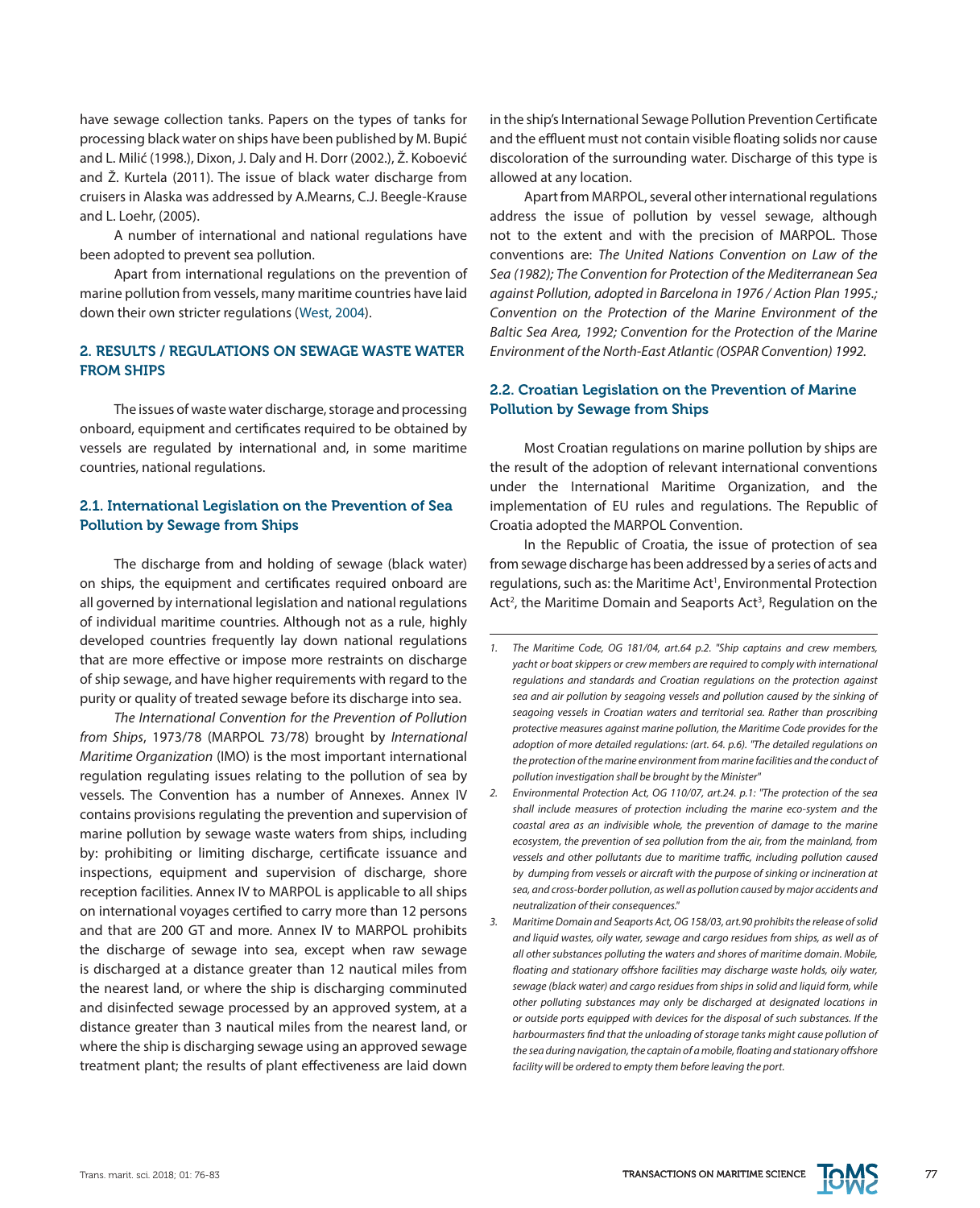have sewage collection tanks. Papers on the types of tanks for processing black water on ships have been published by M. Bupić and L. Milić (1998.), Dixon, J. Daly and H. Dorr (2002.), Ž. Koboević and Ž. Kurtela (2011). The issue of black water discharge from cruisers in Alaska was addressed by A.Mearns, C.J. Beegle-Krause and L. Loehr, (2005).

A number of international and national regulations have been adopted to prevent sea pollution.

Apart from international regulations on the prevention of marine pollution from vessels, many maritime countries have laid down their own stricter regulations (West, 2004).

## 2. RESULTS / REGULATIONS ON SEWAGE WASTE WATER FROM SHIPS

The issues of waste water discharge, storage and processing onboard, equipment and certificates required to be obtained by vessels are regulated by international and, in some maritime countries, national regulations.

### 2.1. International Legislation on the Prevention of Sea Pollution by Sewage from Ships

The discharge from and holding of sewage (black water) on ships, the equipment and certificates required onboard are all governed by international legislation and national regulations of individual maritime countries. Although not as a rule, highly developed countries frequently lay down national regulations that are more effective or impose more restraints on discharge of ship sewage, and have higher requirements with regard to the purity or quality of treated sewage before its discharge into sea.

*The International Convention for the Prevention of Pollution from Ships*, 1973/78 (MARPOL 73/78) brought by *International Maritime Organization* (IMO) is the most important international regulation regulating issues relating to the pollution of sea by vessels. The Convention has a number of Annexes. Annex IV contains provisions regulating the prevention and supervision of marine pollution by sewage waste waters from ships, including by: prohibiting or limiting discharge, certificate issuance and inspections, equipment and supervision of discharge, shore reception facilities. Annex IV to MARPOL is applicable to all ships on international voyages certified to carry more than 12 persons and that are 200 GT and more. Annex IV to MARPOL prohibits the discharge of sewage into sea, except when raw sewage is discharged at a distance greater than 12 nautical miles from the nearest land, or where the ship is discharging comminuted and disinfected sewage processed by an approved system, at a distance greater than 3 nautical miles from the nearest land, or where the ship is discharging sewage using an approved sewage treatment plant; the results of plant effectiveness are laid down in the ship's International Sewage Pollution Prevention Certificate and the effluent must not contain visible floating solids nor cause discoloration of the surrounding water. Discharge of this type is allowed at any location.

Apart from MARPOL, several other international regulations address the issue of pollution by vessel sewage, although not to the extent and with the precision of MARPOL. Those conventions are: *The United Nations Convention on Law of the Sea (1982); The Convention for Protection of the Mediterranean Sea against Pollution, adopted in Barcelona in 1976 / Action Plan 1995.; Convention on the Protection of the Marine Environment of the Baltic Sea Area, 1992; Convention for the Protection of the Marine Environment of the North-East Atlantic (OSPAR Convention) 1992.*

### 2.2. Croatian Legislation on the Prevention of Marine Pollution by Sewage from Ships

Most Croatian regulations on marine pollution by ships are the result of the adoption of relevant international conventions under the International Maritime Organization, and the implementation of EU rules and regulations. The Republic of Croatia adopted the MARPOL Convention.

In the Republic of Croatia, the issue of protection of sea from sewage discharge has been addressed by a series of acts and regulations, such as: the Maritime Act[1], Environmental Protection Act[2], the Maritime Domain and Seaports Act[3], Regulation on the

---

1. *The Maritime Code, OG 181/04, art.64 p.2. "Ship captains and crew members, yacht or boat skippers or crew members are required to comply with international regulations and standards and Croatian regulations on the protection against sea and air pollution by seagoing vessels and pollution caused by the sinking of seagoing vessels in Croatian waters and territorial sea. Rather than proscribing protective measures against marine pollution, the Maritime Code provides for the adoption of more detailed regulations: (art. 64. p.6). "The detailed regulations on the protection of the marine environment from marine facilities and the conduct of pollution investigation shall be brought by the Minister"*
2. *Environmental Protection Act, OG 110/07, art.24. p.1: "The protection of the sea shall include measures of protection including the marine eco-system and the coastal area as an indivisible whole, the prevention of damage to the marine ecosystem, the prevention of sea pollution from the air, from the mainland, from vessels and other pollutants due to maritime traffic, including pollution caused by dumping from vessels or aircraft with the purpose of sinking or incineration at sea, and cross-border pollution, as well as pollution caused by major accidents and neutralization of their consequences."*
3. *Maritime Domain and Seaports Act, OG 158/03, art.90 prohibits the release of solid and liquid wastes, oily water, sewage and cargo residues from ships, as well as of all other substances polluting the waters and shores of maritime domain. Mobile, floating and stationary offshore facilities may discharge waste holds, oily water, sewage (black water) and cargo residues from ships in solid and liquid form, while other polluting substances may only be discharged at designated locations in or outside ports equipped with devices for the disposal of such substances. If the harbourmasters find that the unloading of storage tanks might cause pollution of the sea during navigation, the captain of a mobile, floating and stationary offshore facility will be ordered to empty them before leaving the port.*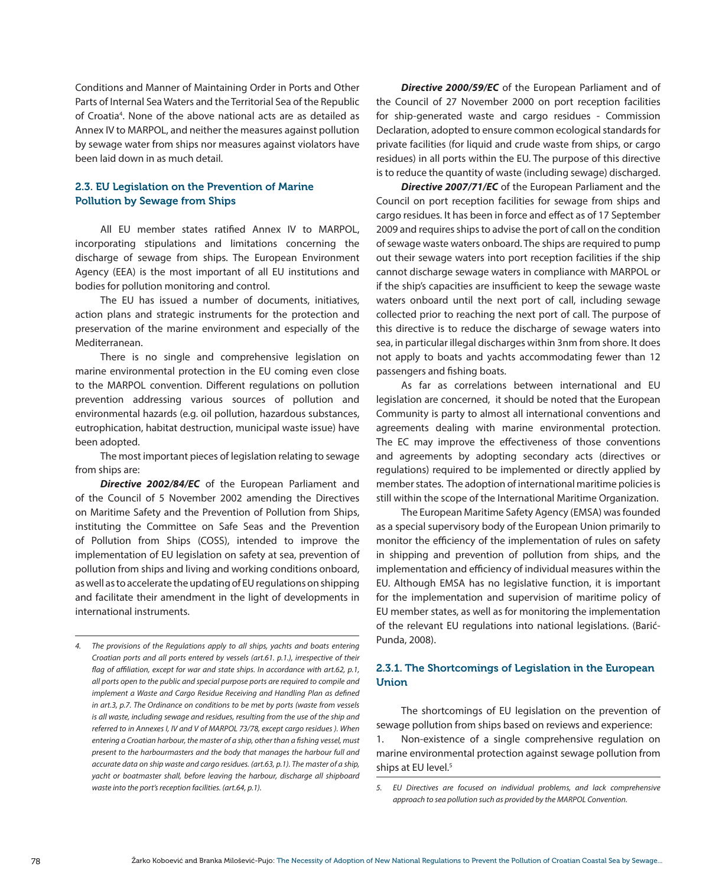Conditions and Manner of Maintaining Order in Ports and Other Parts of Internal Sea Waters and the Territorial Sea of the Republic of Croatia[4]. None of the above national acts are as detailed as Annex IV to MARPOL, and neither the measures against pollution by sewage water from ships nor measures against violators have been laid down in as much detail.

## 2.3. EU Legislation on the Prevention of Marine Pollution by Sewage from Ships

All EU member states ratified Annex IV to MARPOL, incorporating stipulations and limitations concerning the discharge of sewage from ships. The European Environment Agency (EEA) is the most important of all EU institutions and bodies for pollution monitoring and control.

The EU has issued a number of documents, initiatives, action plans and strategic instruments for the protection and preservation of the marine environment and especially of the Mediterranean.

There is no single and comprehensive legislation on marine environmental protection in the EU coming even close to the MARPOL convention. Different regulations on pollution prevention addressing various sources of pollution and environmental hazards (e.g. oil pollution, hazardous substances, eutrophication, habitat destruction, municipal waste issue) have been adopted.

The most important pieces of legislation relating to sewage from ships are:

***Directive 2002/84/EC*** of the European Parliament and of the Council of 5 November 2002 amending the Directives on Maritime Safety and the Prevention of Pollution from Ships, instituting the Committee on Safe Seas and the Prevention of Pollution from Ships (COSS), intended to improve the implementation of EU legislation on safety at sea, prevention of pollution from ships and living and working conditions onboard, as well as to accelerate the updating of EU regulations on shipping and facilitate their amendment in the light of developments in international instruments.

***Directive 2000/59/EC*** of the European Parliament and of the Council of 27 November 2000 on port reception facilities for ship-generated waste and cargo residues - Commission Declaration, adopted to ensure common ecological standards for private facilities (for liquid and crude waste from ships, or cargo residues) in all ports within the EU. The purpose of this directive is to reduce the quantity of waste (including sewage) discharged.

***Directive 2007/71/EC*** of the European Parliament and the Council on port reception facilities for sewage from ships and cargo residues. It has been in force and effect as of 17 September 2009 and requires ships to advise the port of call on the condition of sewage waste waters onboard. The ships are required to pump out their sewage waters into port reception facilities if the ship cannot discharge sewage waters in compliance with MARPOL or if the ship's capacities are insufficient to keep the sewage waste waters onboard until the next port of call, including sewage collected prior to reaching the next port of call. The purpose of this directive is to reduce the discharge of sewage waters into sea, in particular illegal discharges within 3nm from shore. It does not apply to boats and yachts accommodating fewer than 12 passengers and fishing boats.

As far as correlations between international and EU legislation are concerned, it should be noted that the European Community is party to almost all international conventions and agreements dealing with marine environmental protection. The EC may improve the effectiveness of those conventions and agreements by adopting secondary acts (directives or regulations) required to be implemented or directly applied by member states. The adoption of international maritime policies is still within the scope of the International Maritime Organization.

The European Maritime Safety Agency (EMSA) was founded as a special supervisory body of the European Union primarily to monitor the efficiency of the implementation of rules on safety in shipping and prevention of pollution from ships, and the implementation and efficiency of individual measures within the EU. Although EMSA has no legislative function, it is important for the implementation and supervision of maritime policy of EU member states, as well as for monitoring the implementation of the relevant EU regulations into national legislations. (Barić-Punda, 2008).

### 2.3.1. The Shortcomings of Legislation in the European Union

The shortcomings of EU legislation on the prevention of sewage pollution from ships based on reviews and experience:

1. Non-existence of a single comprehensive regulation on marine environmental protection against sewage pollution from ships at EU level.[5]

---

*4. The provisions of the Regulations apply to all ships, yachts and boats entering Croatian ports and all ports entered by vessels (art.61. p.1.), irrespective of their flag of affiliation, except for war and state ships. In accordance with art.62, p.1, all ports open to the public and special purpose ports are required to compile and implement a Waste and Cargo Residue Receiving and Handling Plan as defined in art.3, p.7. The Ordinance on conditions to be met by ports (waste from vessels is all waste, including sewage and residues, resulting from the use of the ship and referred to in Annexes I, IV and V of MARPOL 73/78, except cargo residues ). When entering a Croatian harbour, the master of a ship, other than a fishing vessel, must present to the harbourmasters and the body that manages the harbour full and accurate data on ship waste and cargo residues. (art.63, p.1). The master of a ship, yacht or boatmaster shall, before leaving the harbour, discharge all shipboard waste into the port's reception facilities. (art.64, p.1).*

*5. EU Directives are focused on individual problems, and lack comprehensive approach to sea pollution such as provided by the MARPOL Convention.*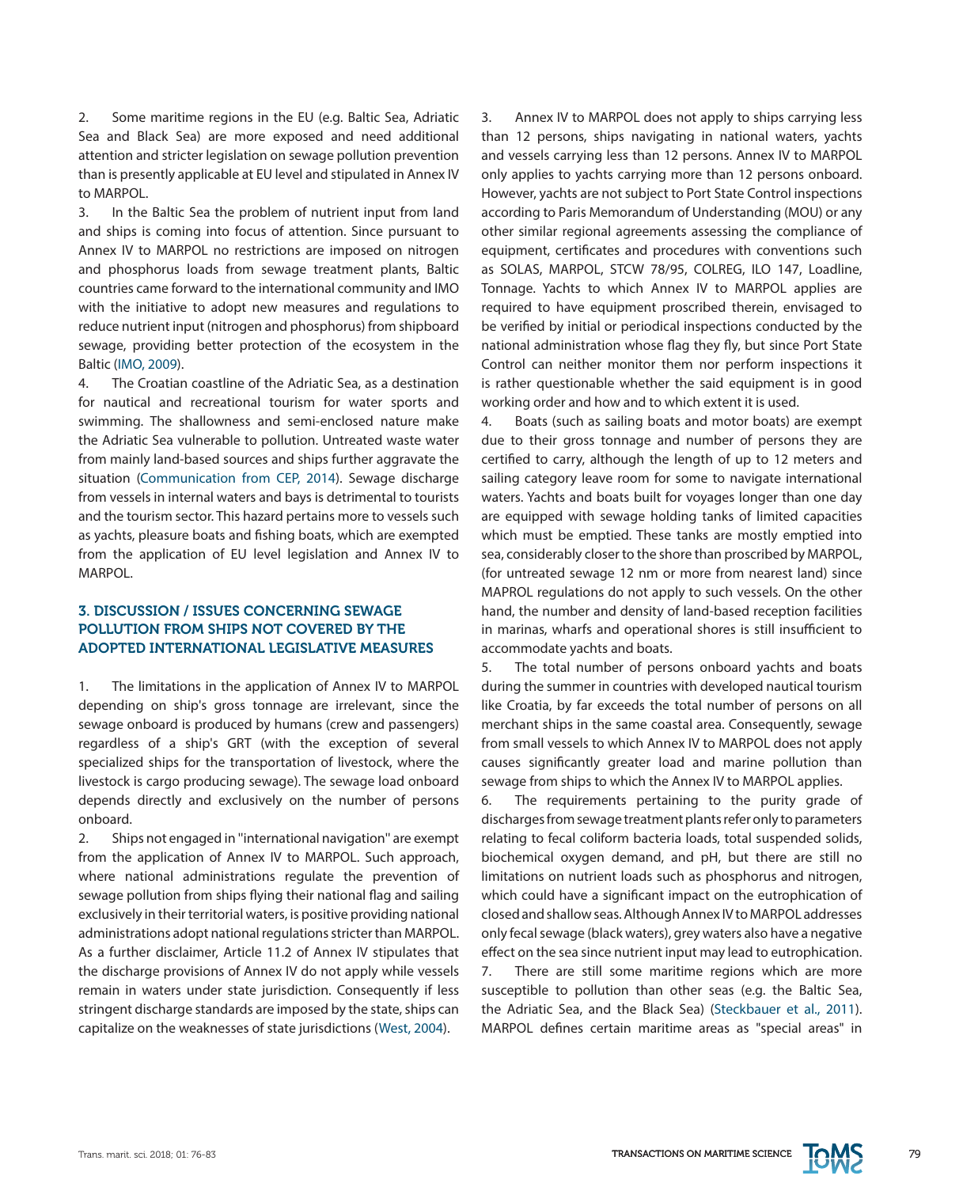2. Some maritime regions in the EU (e.g. Baltic Sea, Adriatic Sea and Black Sea) are more exposed and need additional attention and stricter legislation on sewage pollution prevention than is presently applicable at EU level and stipulated in Annex IV to MARPOL.

3. In the Baltic Sea the problem of nutrient input from land and ships is coming into focus of attention. Since pursuant to Annex IV to MARPOL no restrictions are imposed on nitrogen and phosphorus loads from sewage treatment plants, Baltic countries came forward to the international community and IMO with the initiative to adopt new measures and regulations to reduce nutrient input (nitrogen and phosphorus) from shipboard sewage, providing better protection of the ecosystem in the Baltic (IMO, 2009).

4. The Croatian coastline of the Adriatic Sea, as a destination for nautical and recreational tourism for water sports and swimming. The shallowness and semi-enclosed nature make the Adriatic Sea vulnerable to pollution. Untreated waste water from mainly land-based sources and ships further aggravate the situation (Communication from CEP, 2014). Sewage discharge from vessels in internal waters and bays is detrimental to tourists and the tourism sector. This hazard pertains more to vessels such as yachts, pleasure boats and fishing boats, which are exempted from the application of EU level legislation and Annex IV to MARPOL.

## 3. DISCUSSION / ISSUES CONCERNING SEWAGE POLLUTION FROM SHIPS NOT COVERED BY THE ADOPTED INTERNATIONAL LEGISLATIVE MEASURES

1. The limitations in the application of Annex IV to MARPOL depending on ship's gross tonnage are irrelevant, since the sewage onboard is produced by humans (crew and passengers) regardless of a ship's GRT (with the exception of several specialized ships for the transportation of livestock, where the livestock is cargo producing sewage). The sewage load onboard depends directly and exclusively on the number of persons onboard.

2. Ships not engaged in "international navigation" are exempt from the application of Annex IV to MARPOL. Such approach, where national administrations regulate the prevention of sewage pollution from ships flying their national flag and sailing exclusively in their territorial waters, is positive providing national administrations adopt national regulations stricter than MARPOL. As a further disclaimer, Article 11.2 of Annex IV stipulates that the discharge provisions of Annex IV do not apply while vessels remain in waters under state jurisdiction. Consequently if less stringent discharge standards are imposed by the state, ships can capitalize on the weaknesses of state jurisdictions (West, 2004).

3. Annex IV to MARPOL does not apply to ships carrying less than 12 persons, ships navigating in national waters, yachts and vessels carrying less than 12 persons. Annex IV to MARPOL only applies to yachts carrying more than 12 persons onboard. However, yachts are not subject to Port State Control inspections according to Paris Memorandum of Understanding (MOU) or any other similar regional agreements assessing the compliance of equipment, certificates and procedures with conventions such as SOLAS, MARPOL, STCW 78/95, COLREG, ILO 147, Loadline, Tonnage. Yachts to which Annex IV to MARPOL applies are required to have equipment proscribed therein, envisaged to be verified by initial or periodical inspections conducted by the national administration whose flag they fly, but since Port State Control can neither monitor them nor perform inspections it is rather questionable whether the said equipment is in good working order and how and to which extent it is used.

4. Boats (such as sailing boats and motor boats) are exempt due to their gross tonnage and number of persons they are certified to carry, although the length of up to 12 meters and sailing category leave room for some to navigate international waters. Yachts and boats built for voyages longer than one day are equipped with sewage holding tanks of limited capacities which must be emptied. These tanks are mostly emptied into sea, considerably closer to the shore than proscribed by MARPOL, (for untreated sewage 12 nm or more from nearest land) since MAPROL regulations do not apply to such vessels. On the other hand, the number and density of land-based reception facilities in marinas, wharfs and operational shores is still insufficient to accommodate yachts and boats.

5. The total number of persons onboard yachts and boats during the summer in countries with developed nautical tourism like Croatia, by far exceeds the total number of persons on all merchant ships in the same coastal area. Consequently, sewage from small vessels to which Annex IV to MARPOL does not apply causes significantly greater load and marine pollution than sewage from ships to which the Annex IV to MARPOL applies.

6. The requirements pertaining to the purity grade of discharges from sewage treatment plants refer only to parameters relating to fecal coliform bacteria loads, total suspended solids, biochemical oxygen demand, and pH, but there are still no limitations on nutrient loads such as phosphorus and nitrogen, which could have a significant impact on the eutrophication of closed and shallow seas. Although Annex IV to MARPOL addresses only fecal sewage (black waters), grey waters also have a negative effect on the sea since nutrient input may lead to eutrophication.

7. There are still some maritime regions which are more susceptible to pollution than other seas (e.g. the Baltic Sea, the Adriatic Sea, and the Black Sea) (Steckbauer et al., 2011). MARPOL defines certain maritime areas as "special areas" in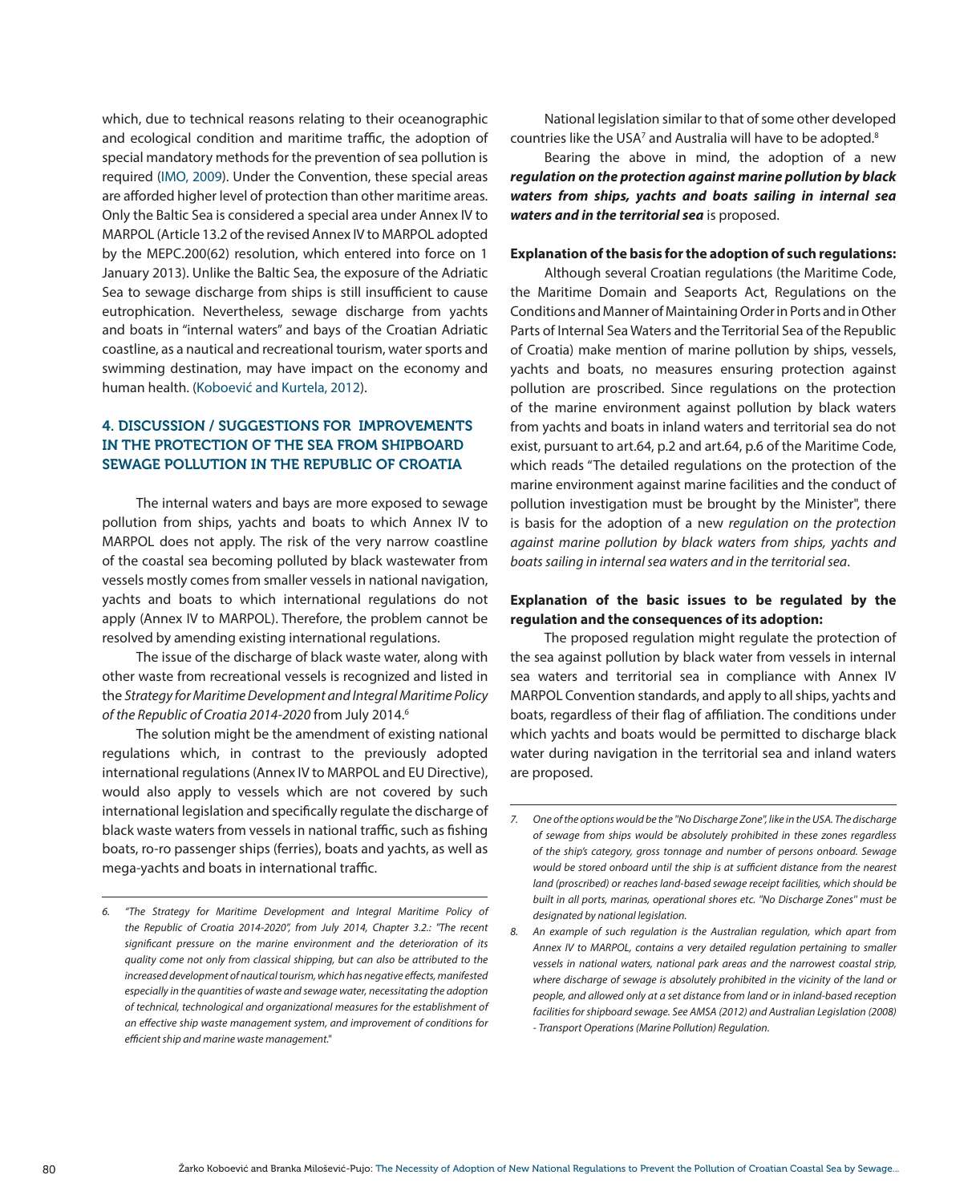which, due to technical reasons relating to their oceanographic and ecological condition and maritime traffic, the adoption of special mandatory methods for the prevention of sea pollution is required (IMO, 2009). Under the Convention, these special areas are afforded higher level of protection than other maritime areas. Only the Baltic Sea is considered a special area under Annex IV to MARPOL (Article 13.2 of the revised Annex IV to MARPOL adopted by the MEPC.200(62) resolution, which entered into force on 1 January 2013). Unlike the Baltic Sea, the exposure of the Adriatic Sea to sewage discharge from ships is still insufficient to cause eutrophication. Nevertheless, sewage discharge from yachts and boats in "internal waters" and bays of the Croatian Adriatic coastline, as a nautical and recreational tourism, water sports and swimming destination, may have impact on the economy and human health. (Koboević and Kurtela, 2012).

## 4. DISCUSSION / SUGGESTIONS FOR IMPROVEMENTS IN THE PROTECTION OF THE SEA FROM SHIPBOARD SEWAGE POLLUTION IN THE REPUBLIC OF CROATIA

The internal waters and bays are more exposed to sewage pollution from ships, yachts and boats to which Annex IV to MARPOL does not apply. The risk of the very narrow coastline of the coastal sea becoming polluted by black wastewater from vessels mostly comes from smaller vessels in national navigation, yachts and boats to which international regulations do not apply (Annex IV to MARPOL). Therefore, the problem cannot be resolved by amending existing international regulations.

The issue of the discharge of black waste water, along with other waste from recreational vessels is recognized and listed in the *Strategy for Maritime Development and Integral Maritime Policy of the Republic of Croatia 2014-2020* from July 2014.[6]

The solution might be the amendment of existing national regulations which, in contrast to the previously adopted international regulations (Annex IV to MARPOL and EU Directive), would also apply to vessels which are not covered by such international legislation and specifically regulate the discharge of black waste waters from vessels in national traffic, such as fishing boats, ro-ro passenger ships (ferries), boats and yachts, as well as mega-yachts and boats in international traffic.

National legislation similar to that of some other developed countries like the USA[7] and Australia will have to be adopted.[8]

Bearing the above in mind, the adoption of a new ***regulation on the protection against marine pollution by black waters from ships, yachts and boats sailing in internal sea waters and in the territorial sea*** is proposed.

**Explanation of the basis for the adoption of such regulations:**

Although several Croatian regulations (the Maritime Code, the Maritime Domain and Seaports Act, Regulations on the Conditions and Manner of Maintaining Order in Ports and in Other Parts of Internal Sea Waters and the Territorial Sea of the Republic of Croatia) make mention of marine pollution by ships, vessels, yachts and boats, no measures ensuring protection against pollution are proscribed. Since regulations on the protection of the marine environment against pollution by black waters from yachts and boats in inland waters and territorial sea do not exist, pursuant to art.64, p.2 and art.64, p.6 of the Maritime Code, which reads "The detailed regulations on the protection of the marine environment against marine facilities and the conduct of pollution investigation must be brought by the Minister", there is basis for the adoption of a new *regulation on the protection against marine pollution by black waters from ships, yachts and boats sailing in internal sea waters and in the territorial sea*.

**Explanation of the basic issues to be regulated by the regulation and the consequences of its adoption:**

The proposed regulation might regulate the protection of the sea against pollution by black water from vessels in internal sea waters and territorial sea in compliance with Annex IV MARPOL Convention standards, and apply to all ships, yachts and boats, regardless of their flag of affiliation. The conditions under which yachts and boats would be permitted to discharge black water during navigation in the territorial sea and inland waters are proposed.

---

6. *"The Strategy for Maritime Development and Integral Maritime Policy of the Republic of Croatia 2014-2020", from July 2014, Chapter 3.2.: "The recent significant pressure on the marine environment and the deterioration of its quality come not only from classical shipping, but can also be attributed to the increased development of nautical tourism, which has negative effects, manifested especially in the quantities of waste and sewage water, necessitating the adoption of technical, technological and organizational measures for the establishment of an effective ship waste management system, and improvement of conditions for efficient ship and marine waste management."*

7. *One of the options would be the "No Discharge Zone", like in the USA. The discharge of sewage from ships would be absolutely prohibited in these zones regardless of the ship's category, gross tonnage and number of persons onboard. Sewage would be stored onboard until the ship is at sufficient distance from the nearest land (proscribed) or reaches land-based sewage receipt facilities, which should be built in all ports, marinas, operational shores etc. "No Discharge Zones" must be designated by national legislation.*

8. *An example of such regulation is the Australian regulation, which apart from Annex IV to MARPOL, contains a very detailed regulation pertaining to smaller vessels in national waters, national park areas and the narrowest coastal strip, where discharge of sewage is absolutely prohibited in the vicinity of the land or people, and allowed only at a set distance from land or in inland-based reception facilities for shipboard sewage. See AMSA (2012) and Australian Legislation (2008) - Transport Operations (Marine Pollution) Regulation.*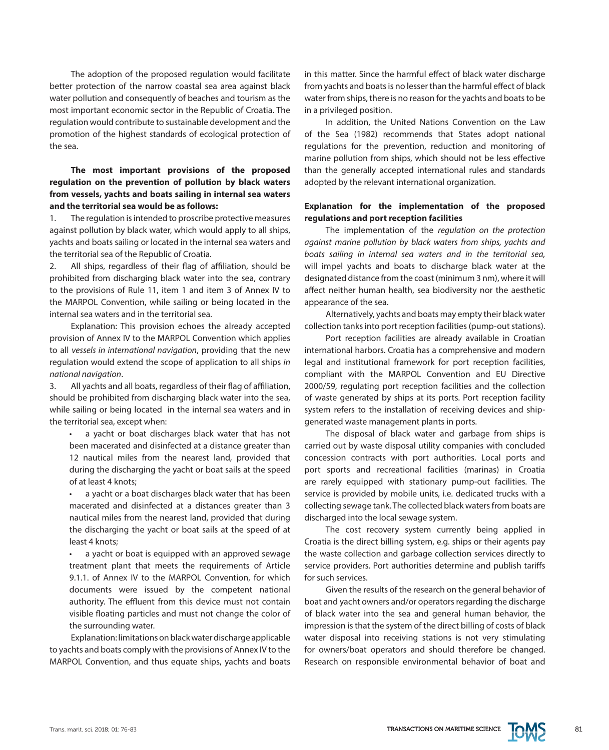The adoption of the proposed regulation would facilitate better protection of the narrow coastal sea area against black water pollution and consequently of beaches and tourism as the most important economic sector in the Republic of Croatia. The regulation would contribute to sustainable development and the promotion of the highest standards of ecological protection of the sea.

**The most important provisions of the proposed regulation on the prevention of pollution by black waters from vessels, yachts and boats sailing in internal sea waters and the territorial sea would be as follows:**

1. The regulation is intended to proscribe protective measures against pollution by black water, which would apply to all ships, yachts and boats sailing or located in the internal sea waters and the territorial sea of the Republic of Croatia.
2. All ships, regardless of their flag of affiliation, should be prohibited from discharging black water into the sea, contrary to the provisions of Rule 11, item 1 and item 3 of Annex IV to the MARPOL Convention, while sailing or being located in the internal sea waters and in the territorial sea.

Explanation: This provision echoes the already accepted provision of Annex IV to the MARPOL Convention which applies to all *vessels in international navigation*, providing that the new regulation would extend the scope of application to all ships *in national navigation*.

3. All yachts and all boats, regardless of their flag of affiliation, should be prohibited from discharging black water into the sea, while sailing or being located in the internal sea waters and in the territorial sea, except when:
   - a yacht or boat discharges black water that has not been macerated and disinfected at a distance greater than 12 nautical miles from the nearest land, provided that during the discharging the yacht or boat sails at the speed of at least 4 knots;
   - a yacht or a boat discharges black water that has been macerated and disinfected at a distances greater than 3 nautical miles from the nearest land, provided that during the discharging the yacht or boat sails at the speed of at least 4 knots;
   - a yacht or boat is equipped with an approved sewage treatment plant that meets the requirements of Article 9.1.1. of Annex IV to the MARPOL Convention, for which documents were issued by the competent national authority. The effluent from this device must not contain visible floating particles and must not change the color of the surrounding water.

Explanation: limitations on black water discharge applicable to yachts and boats comply with the provisions of Annex IV to the MARPOL Convention, and thus equate ships, yachts and boats in this matter. Since the harmful effect of black water discharge from yachts and boats is no lesser than the harmful effect of black water from ships, there is no reason for the yachts and boats to be in a privileged position.

In addition, the United Nations Convention on the Law of the Sea (1982) recommends that States adopt national regulations for the prevention, reduction and monitoring of marine pollution from ships, which should not be less effective than the generally accepted international rules and standards adopted by the relevant international organization.

**Explanation for the implementation of the proposed regulations and port reception facilities**

The implementation of the *regulation on the protection against marine pollution by black waters from ships, yachts and boats sailing in internal sea waters and in the territorial sea,* will impel yachts and boats to discharge black water at the designated distance from the coast (minimum 3 nm), where it will affect neither human health, sea biodiversity nor the aesthetic appearance of the sea.

Alternatively, yachts and boats may empty their black water collection tanks into port reception facilities (pump-out stations).

Port reception facilities are already available in Croatian international harbors. Croatia has a comprehensive and modern legal and institutional framework for port reception facilities, compliant with the MARPOL Convention and EU Directive 2000/59, regulating port reception facilities and the collection of waste generated by ships at its ports. Port reception facility system refers to the installation of receiving devices and ship-generated waste management plants in ports.

The disposal of black water and garbage from ships is carried out by waste disposal utility companies with concluded concession contracts with port authorities. Local ports and port sports and recreational facilities (marinas) in Croatia are rarely equipped with stationary pump-out facilities. The service is provided by mobile units, i.e. dedicated trucks with a collecting sewage tank. The collected black waters from boats are discharged into the local sewage system.

The cost recovery system currently being applied in Croatia is the direct billing system, e.g. ships or their agents pay the waste collection and garbage collection services directly to service providers. Port authorities determine and publish tariffs for such services.

Given the results of the research on the general behavior of boat and yacht owners and/or operators regarding the discharge of black water into the sea and general human behavior, the impression is that the system of the direct billing of costs of black water disposal into receiving stations is not very stimulating for owners/boat operators and should therefore be changed. Research on responsible environmental behavior of boat and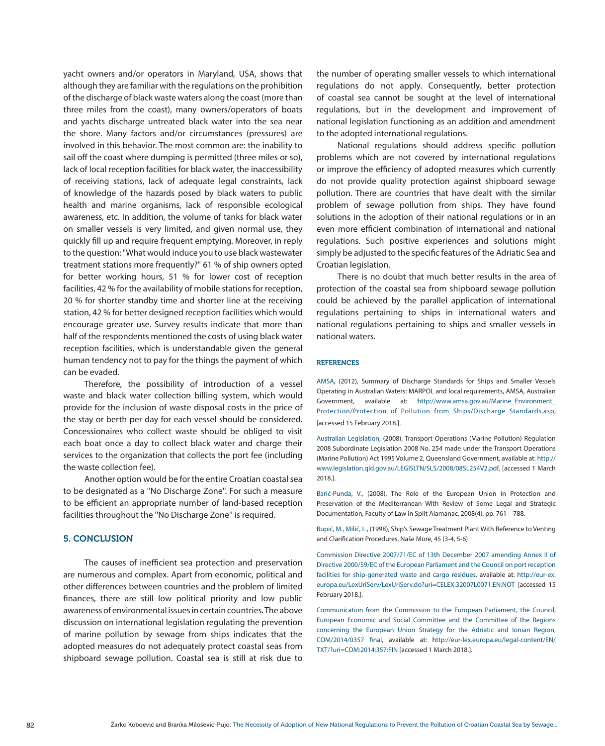yacht owners and/or operators in Maryland, USA, shows that although they are familiar with the regulations on the prohibition of the discharge of black waste waters along the coast (more than three miles from the coast), many owners/operators of boats and yachts discharge untreated black water into the sea near the shore. Many factors and/or circumstances (pressures) are involved in this behavior. The most common are: the inability to sail off the coast where dumping is permitted (three miles or so), lack of local reception facilities for black water, the inaccessibility of receiving stations, lack of adequate legal constraints, lack of knowledge of the hazards posed by black waters to public health and marine organisms, lack of responsible ecological awareness, etc. In addition, the volume of tanks for black water on smaller vessels is very limited, and given normal use, they quickly fill up and require frequent emptying. Moreover, in reply to the question: "What would induce you to use black wastewater treatment stations more frequently?" 61 % of ship owners opted for better working hours, 51 % for lower cost of reception facilities, 42 % for the availability of mobile stations for reception, 20 % for shorter standby time and shorter line at the receiving station, 42 % for better designed reception facilities which would encourage greater use. Survey results indicate that more than half of the respondents mentioned the costs of using black water reception facilities, which is understandable given the general human tendency not to pay for the things the payment of which can be evaded.

Therefore, the possibility of introduction of a vessel waste and black water collection billing system, which would provide for the inclusion of waste disposal costs in the price of the stay or berth per day for each vessel should be considered. Concessionaires who collect waste should be obliged to visit each boat once a day to collect black water and charge their services to the organization that collects the port fee (including the waste collection fee).

Another option would be for the entire Croatian coastal sea to be designated as a ''No Discharge Zone''. For such a measure to be efficient an appropriate number of land-based reception facilities throughout the ''No Discharge Zone'' is required.

## 5. CONCLUSION

The causes of inefficient sea protection and preservation are numerous and complex. Apart from economic, political and other differences between countries and the problem of limited finances, there are still low political priority and low public awareness of environmental issues in certain countries. The above discussion on international legislation regulating the prevention of marine pollution by sewage from ships indicates that the adopted measures do not adequately protect coastal seas from shipboard sewage pollution. Coastal sea is still at risk due to the number of operating smaller vessels to which international regulations do not apply. Consequently, better protection of coastal sea cannot be sought at the level of international regulations, but in the development and improvement of national legislation functioning as an addition and amendment to the adopted international regulations.

National regulations should address specific pollution problems which are not covered by international regulations or improve the efficiency of adopted measures which currently do not provide quality protection against shipboard sewage pollution. There are countries that have dealt with the similar problem of sewage pollution from ships. They have found solutions in the adoption of their national regulations or in an even more efficient combination of international and national regulations. Such positive experiences and solutions might simply be adjusted to the specific features of the Adriatic Sea and Croatian legislation.

There is no doubt that much better results in the area of protection of the coastal sea from shipboard sewage pollution could be achieved by the parallel application of international regulations pertaining to ships in international waters and national regulations pertaining to ships and smaller vessels in national waters.

### REFERENCES

AMSA, (2012), Summary of Discharge Standards for Ships and Smaller Vessels Operating in Australian Waters: MARPOL and local requirements, AMSA, Australian Government, available at: http://www.amsa.gov.au/Marine_Environment_Protection/Protection_of_Pollution_from_Ships/Discharge_Standards.asp, [accessed 15 February 2018.].

Australian Legislation, (2008), Transport Operations (Marine Pollution) Regulation 2008 Subordinate Legislation 2008 No. 254 made under the Transport Operations (Marine Pollution) Act 1995 Volume 2, Queensland Government, available at: http://www.legislation.qld.gov.au/LEGISLTN/SLS/2008/08SL254V2.pdf, [accessed 1 March 2018.].

Barić-Punda, V., (2008), The Role of the European Union in Protection and Preservation of the Mediterranean With Review of Some Legal and Strategic Documentation, Faculty of Law in Split Alamanac, 2008(4), pp. 761 – 788.

Bupić, M., Milić, L., (1998), Ship's Sewage Treatment Plant With Reference to Venting and Clarification Procedures, Naše More, 45 (3-4, 5-6)

Commission Directive 2007/71/EC of 13th December 2007 amending Annex II of Directive 2000/59/EC of the European Parliament and the Council on port reception facilities for ship-generated waste and cargo residues, available at: http://eur-ex.europa.eu/LexUriServ/LexUriServ.do?uri=CELEX:32007L0071:EN:NOT [accessed 15 February 2018.].

Communication from the Commission to the European Parliament, the Council, European Economic and Social Committee and the Committee of the Regions concerning the European Union Strategy for the Adriatic and Ionian Region, COM/2014/0357 final, available at: http://eur-lex.europa.eu/legal-content/EN/TXT/?uri=COM:2014:357:FIN [accessed 1 March 2018.].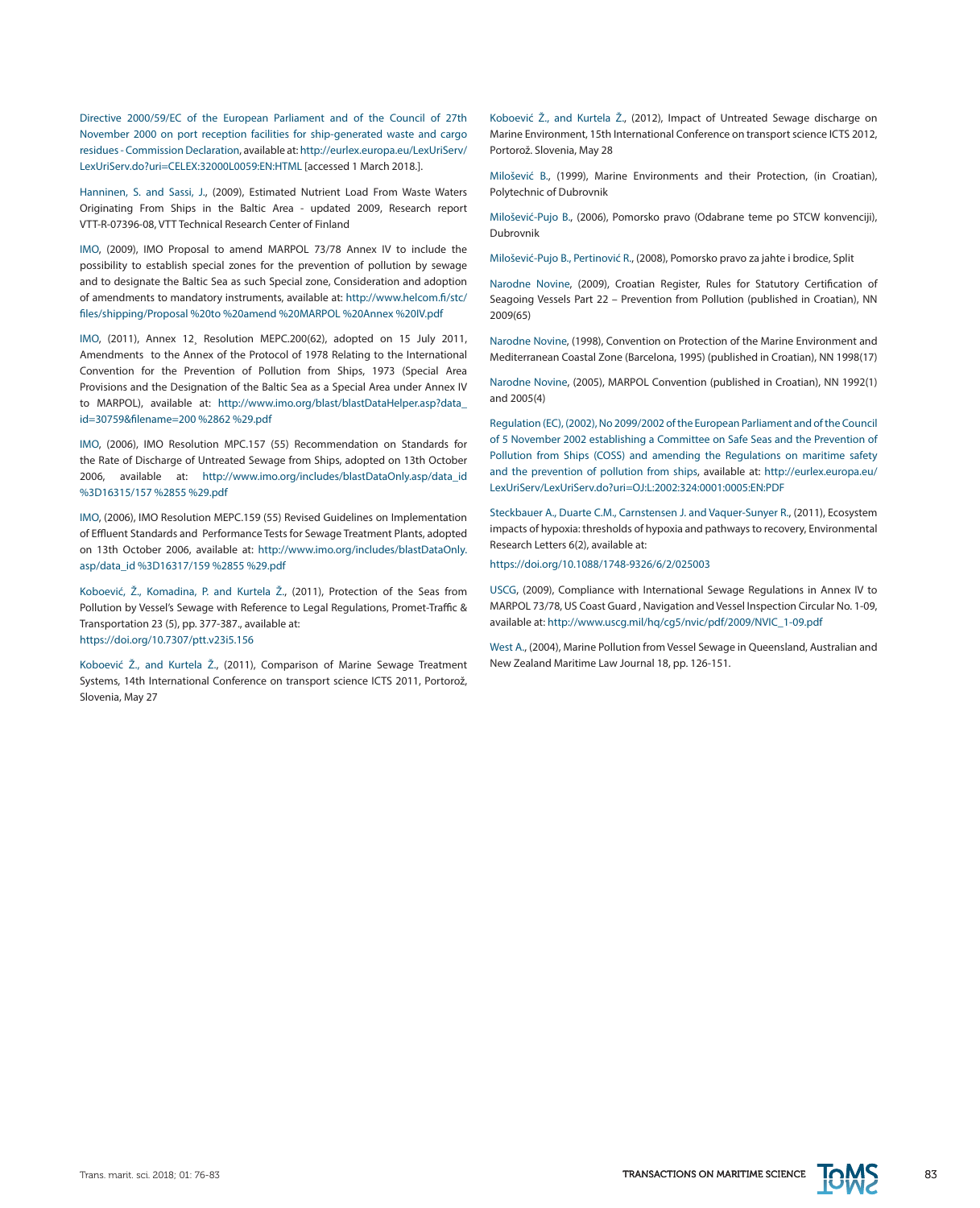Directive 2000/59/EC of the European Parliament and of the Council of 27th November 2000 on port reception facilities for ship-generated waste and cargo residues - Commission Declaration, available at: http://eurlex.europa.eu/LexUriServ/LexUriServ.do?uri=CELEX:32000L0059:EN:HTML [accessed 1 March 2018.].

Hanninen, S. and Sassi, J., (2009), Estimated Nutrient Load From Waste Waters Originating From Ships in the Baltic Area - updated 2009, Research report VTT-R-07396-08, VTT Technical Research Center of Finland

IMO, (2009), IMO Proposal to amend MARPOL 73/78 Annex IV to include the possibility to establish special zones for the prevention of pollution by sewage and to designate the Baltic Sea as such Special zone, Consideration and adoption of amendments to mandatory instruments, available at: http://www.helcom.fi/stc/files/shipping/Proposal %20to %20amend %20MARPOL %20Annex %20IV.pdf

IMO, (2011), Annex 12¸ Resolution MEPC.200(62), adopted on 15 July 2011, Amendments to the Annex of the Protocol of 1978 Relating to the International Convention for the Prevention of Pollution from Ships, 1973 (Special Area Provisions and the Designation of the Baltic Sea as a Special Area under Annex IV to MARPOL), available at: http://www.imo.org/blast/blastDataHelper.asp?data_id=30759&filename=200 %2862 %29.pdf

IMO, (2006), IMO Resolution MPC.157 (55) Recommendation on Standards for the Rate of Discharge of Untreated Sewage from Ships, adopted on 13th October 2006, available at: http://www.imo.org/includes/blastDataOnly.asp/data_id %3D16315/157 %2855 %29.pdf

IMO, (2006), IMO Resolution MEPC.159 (55) Revised Guidelines on Implementation of Effluent Standards and Performance Tests for Sewage Treatment Plants, adopted on 13th October 2006, available at: http://www.imo.org/includes/blastDataOnly.asp/data_id %3D16317/159 %2855 %29.pdf

Koboević, Ž., Komadina, P. and Kurtela Ž., (2011), Protection of the Seas from Pollution by Vessel's Sewage with Reference to Legal Regulations, Promet-Traffic & Transportation 23 (5), pp. 377-387., available at:
https://doi.org/10.7307/ptt.v23i5.156

Koboević Ž., and Kurtela Ž., (2011), Comparison of Marine Sewage Treatment Systems, 14th International Conference on transport science ICTS 2011, Portorož, Slovenia, May 27

Koboević Ž., and Kurtela Ž., (2012), Impact of Untreated Sewage discharge on Marine Environment, 15th International Conference on transport science ICTS 2012, Portorož. Slovenia, May 28

Milošević B., (1999), Marine Environments and their Protection, (in Croatian), Polytechnic of Dubrovnik

Milošević-Pujo B., (2006), Pomorsko pravo (Odabrane teme po STCW konvenciji), Dubrovnik

Milošević-Pujo B., Pertinović R., (2008), Pomorsko pravo za jahte i brodice, Split

Narodne Novine, (2009), Croatian Register, Rules for Statutory Certification of Seagoing Vessels Part 22 – Prevention from Pollution (published in Croatian), NN 2009(65)

Narodne Novine, (1998), Convention on Protection of the Marine Environment and Mediterranean Coastal Zone (Barcelona, 1995) (published in Croatian), NN 1998(17)

Narodne Novine, (2005), MARPOL Convention (published in Croatian), NN 1992(1) and 2005(4)

Regulation (EC), (2002), No 2099/2002 of the European Parliament and of the Council of 5 November 2002 establishing a Committee on Safe Seas and the Prevention of Pollution from Ships (COSS) and amending the Regulations on maritime safety and the prevention of pollution from ships, available at: http://eurlex.europa.eu/LexUriServ/LexUriServ.do?uri=OJ:L:2002:324:0001:0005:EN:PDF

Steckbauer A., Duarte C.M., Carnstensen J. and Vaquer-Sunyer R., (2011), Ecosystem impacts of hypoxia: thresholds of hypoxia and pathways to recovery, Environmental Research Letters 6(2), available at:

https://doi.org/10.1088/1748-9326/6/2/025003

USCG, (2009), Compliance with International Sewage Regulations in Annex IV to MARPOL 73/78, US Coast Guard , Navigation and Vessel Inspection Circular No. 1-09, available at: http://www.uscg.mil/hq/cg5/nvic/pdf/2009/NVIC_1-09.pdf

West A., (2004), Marine Pollution from Vessel Sewage in Queensland, Australian and New Zealand Maritime Law Journal 18, pp. 126-151.